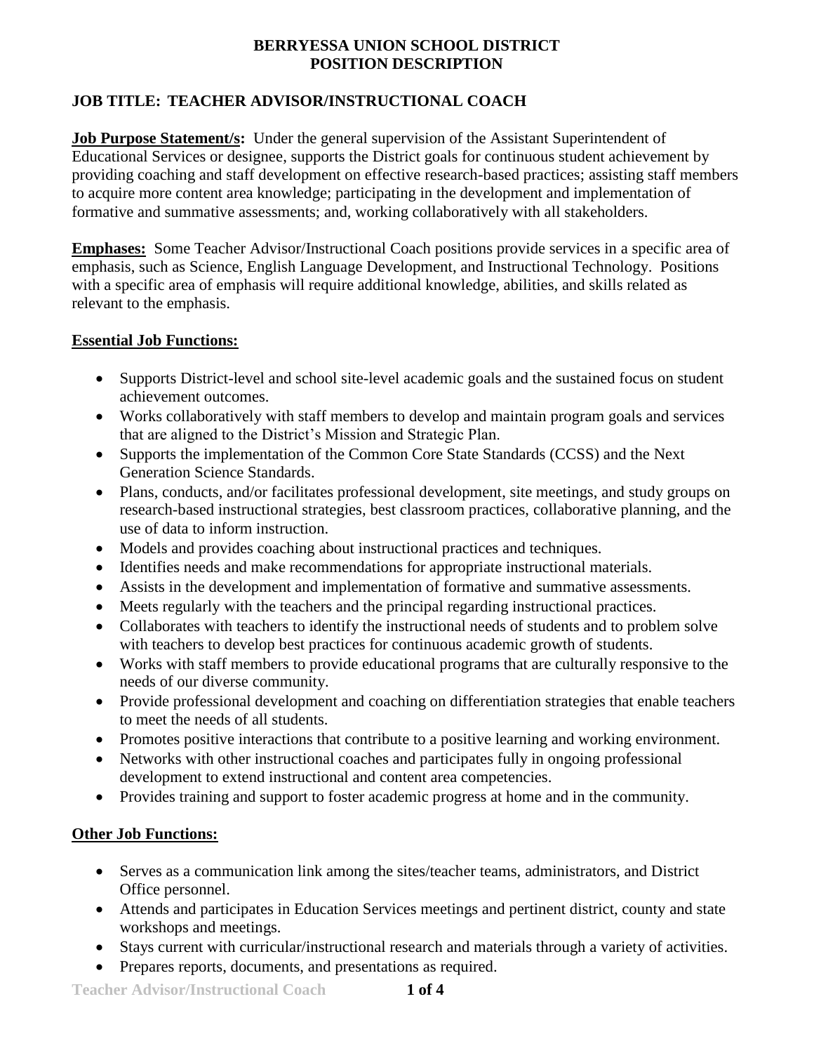**BERRYESSA UNION SCHOOL DISTRICT**
**POSITION DESCRIPTION**

## JOB TITLE: TEACHER ADVISOR/INSTRUCTIONAL COACH

**Job Purpose Statement/s:** Under the general supervision of the Assistant Superintendent of Educational Services or designee, supports the District goals for continuous student achievement by providing coaching and staff development on effective research-based practices; assisting staff members to acquire more content area knowledge; participating in the development and implementation of formative and summative assessments; and, working collaboratively with all stakeholders.

**Emphases:** Some Teacher Advisor/Instructional Coach positions provide services in a specific area of emphasis, such as Science, English Language Development, and Instructional Technology. Positions with a specific area of emphasis will require additional knowledge, abilities, and skills related as relevant to the emphasis.

### Essential Job Functions:

- Supports District-level and school site-level academic goals and the sustained focus on student achievement outcomes.
- Works collaboratively with staff members to develop and maintain program goals and services that are aligned to the District's Mission and Strategic Plan.
- Supports the implementation of the Common Core State Standards (CCSS) and the Next Generation Science Standards.
- Plans, conducts, and/or facilitates professional development, site meetings, and study groups on research-based instructional strategies, best classroom practices, collaborative planning, and the use of data to inform instruction.
- Models and provides coaching about instructional practices and techniques.
- Identifies needs and make recommendations for appropriate instructional materials.
- Assists in the development and implementation of formative and summative assessments.
- Meets regularly with the teachers and the principal regarding instructional practices.
- Collaborates with teachers to identify the instructional needs of students and to problem solve with teachers to develop best practices for continuous academic growth of students.
- Works with staff members to provide educational programs that are culturally responsive to the needs of our diverse community.
- Provide professional development and coaching on differentiation strategies that enable teachers to meet the needs of all students.
- Promotes positive interactions that contribute to a positive learning and working environment.
- Networks with other instructional coaches and participates fully in ongoing professional development to extend instructional and content area competencies.
- Provides training and support to foster academic progress at home and in the community.

### Other Job Functions:

- Serves as a communication link among the sites/teacher teams, administrators, and District Office personnel.
- Attends and participates in Education Services meetings and pertinent district, county and state workshops and meetings.
- Stays current with curricular/instructional research and materials through a variety of activities.
- Prepares reports, documents, and presentations as required.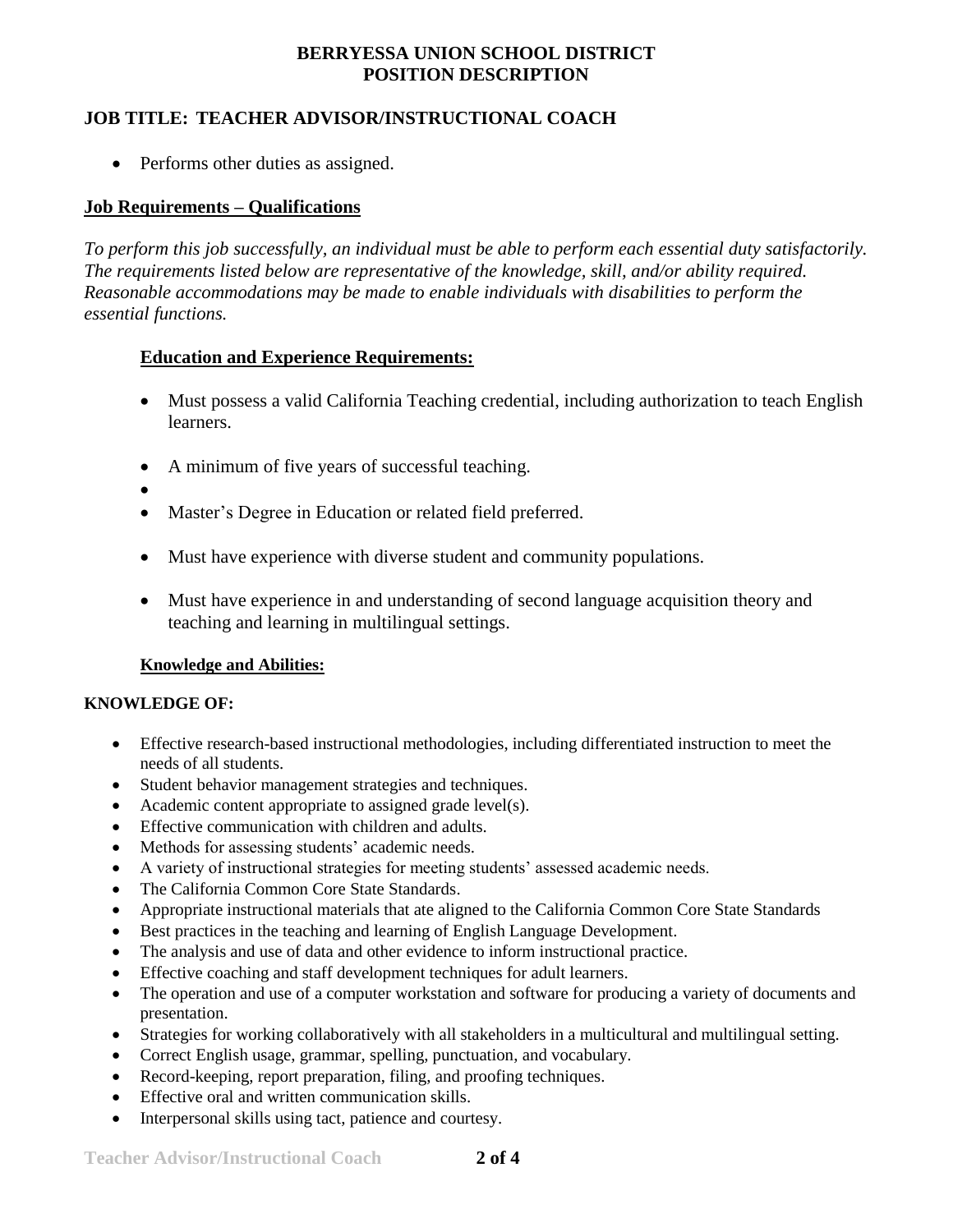**BERRYESSA UNION SCHOOL DISTRICT**
**POSITION DESCRIPTION**

**JOB TITLE: TEACHER ADVISOR/INSTRUCTIONAL COACH**

- Performs other duties as assigned.

## Job Requirements – Qualifications

*To perform this job successfully, an individual must be able to perform each essential duty satisfactorily. The requirements listed below are representative of the knowledge, skill, and/or ability required. Reasonable accommodations may be made to enable individuals with disabilities to perform the essential functions.*

### Education and Experience Requirements:

- Must possess a valid California Teaching credential, including authorization to teach English learners.
- A minimum of five years of successful teaching.
- Master's Degree in Education or related field preferred.
- Must have experience with diverse student and community populations.
- Must have experience in and understanding of second language acquisition theory and teaching and learning in multilingual settings.

### Knowledge and Abilities:

**KNOWLEDGE OF:**

- Effective research-based instructional methodologies, including differentiated instruction to meet the needs of all students.
- Student behavior management strategies and techniques.
- Academic content appropriate to assigned grade level(s).
- Effective communication with children and adults.
- Methods for assessing students' academic needs.
- A variety of instructional strategies for meeting students' assessed academic needs.
- The California Common Core State Standards.
- Appropriate instructional materials that ate aligned to the California Common Core State Standards
- Best practices in the teaching and learning of English Language Development.
- The analysis and use of data and other evidence to inform instructional practice.
- Effective coaching and staff development techniques for adult learners.
- The operation and use of a computer workstation and software for producing a variety of documents and presentation.
- Strategies for working collaboratively with all stakeholders in a multicultural and multilingual setting.
- Correct English usage, grammar, spelling, punctuation, and vocabulary.
- Record-keeping, report preparation, filing, and proofing techniques.
- Effective oral and written communication skills.
- Interpersonal skills using tact, patience and courtesy.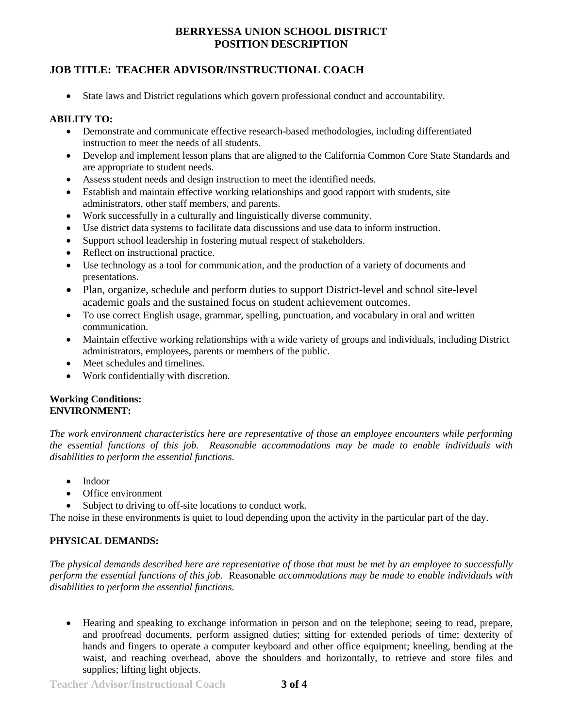**BERRYESSA UNION SCHOOL DISTRICT**
**POSITION DESCRIPTION**

## JOB TITLE: TEACHER ADVISOR/INSTRUCTIONAL COACH

- State laws and District regulations which govern professional conduct and accountability.

**ABILITY TO:**

- Demonstrate and communicate effective research-based methodologies, including differentiated instruction to meet the needs of all students.
- Develop and implement lesson plans that are aligned to the California Common Core State Standards and are appropriate to student needs.
- Assess student needs and design instruction to meet the identified needs.
- Establish and maintain effective working relationships and good rapport with students, site administrators, other staff members, and parents.
- Work successfully in a culturally and linguistically diverse community.
- Use district data systems to facilitate data discussions and use data to inform instruction.
- Support school leadership in fostering mutual respect of stakeholders.
- Reflect on instructional practice.
- Use technology as a tool for communication, and the production of a variety of documents and presentations.
- Plan, organize, schedule and perform duties to support District-level and school site-level academic goals and the sustained focus on student achievement outcomes.
- To use correct English usage, grammar, spelling, punctuation, and vocabulary in oral and written communication.
- Maintain effective working relationships with a wide variety of groups and individuals, including District administrators, employees, parents or members of the public.
- Meet schedules and timelines.
- Work confidentially with discretion.

**Working Conditions:**
**ENVIRONMENT:**

*The work environment characteristics here are representative of those an employee encounters while performing the essential functions of this job. Reasonable accommodations may be made to enable individuals with disabilities to perform the essential functions.*

- Indoor
- Office environment
- Subject to driving to off-site locations to conduct work.

The noise in these environments is quiet to loud depending upon the activity in the particular part of the day.

**PHYSICAL DEMANDS:**

*The physical demands described here are representative of those that must be met by an employee to successfully perform the essential functions of this job.* Reasonable *accommodations may be made to enable individuals with disabilities to perform the essential functions.*

- Hearing and speaking to exchange information in person and on the telephone; seeing to read, prepare, and proofread documents, perform assigned duties; sitting for extended periods of time; dexterity of hands and fingers to operate a computer keyboard and other office equipment; kneeling, bending at the waist, and reaching overhead, above the shoulders and horizontally, to retrieve and store files and supplies; lifting light objects.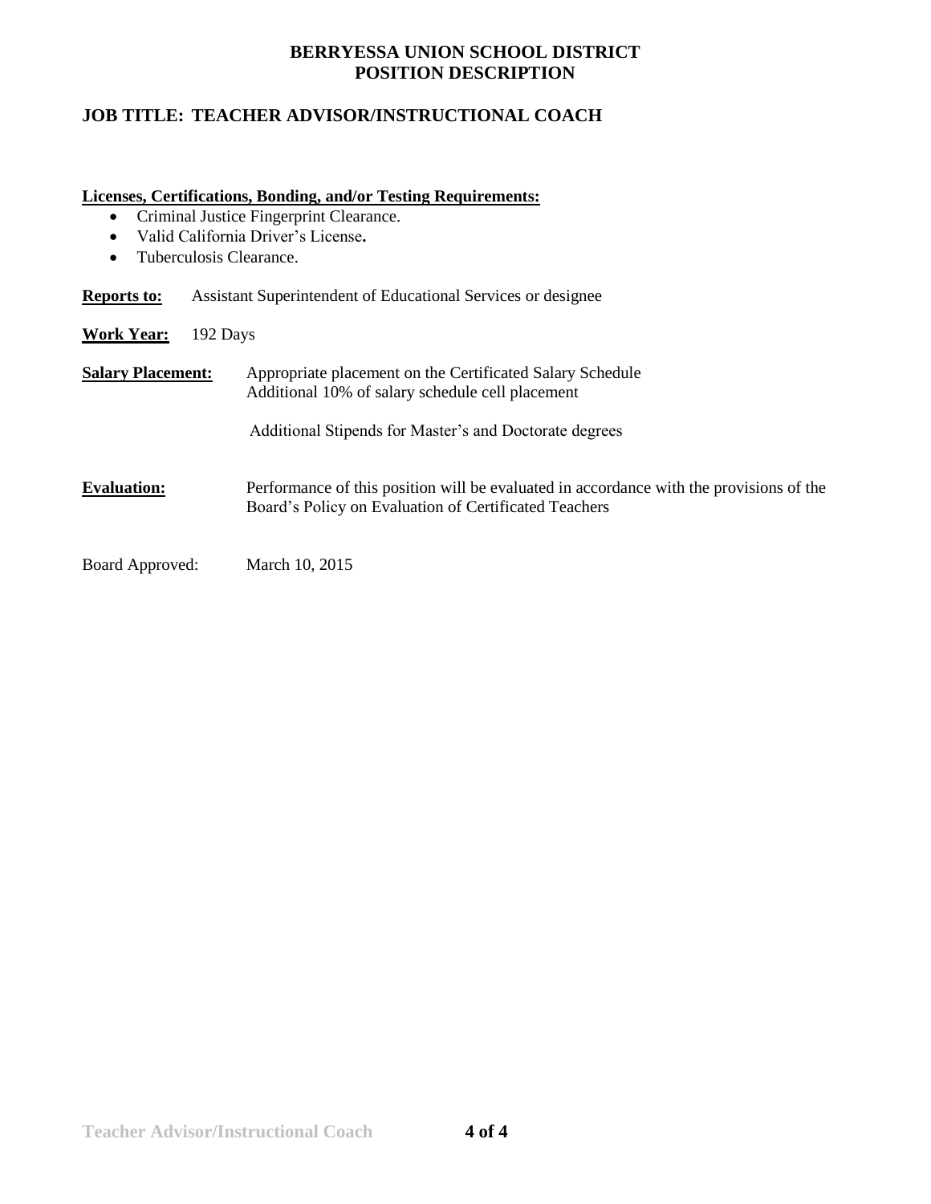# BERRYESSA UNION SCHOOL DISTRICT
# POSITION DESCRIPTION

## JOB TITLE: TEACHER ADVISOR/INSTRUCTIONAL COACH

**Licenses, Certifications, Bonding, and/or Testing Requirements:**

- Criminal Justice Fingerprint Clearance.
- Valid California Driver's License**.**
- Tuberculosis Clearance.

**Reports to:** Assistant Superintendent of Educational Services or designee

**Work Year:** 192 Days

**Salary Placement:** Appropriate placement on the Certificated Salary Schedule
Additional 10% of salary schedule cell placement

Additional Stipends for Master's and Doctorate degrees

**Evaluation:** Performance of this position will be evaluated in accordance with the provisions of the Board's Policy on Evaluation of Certificated Teachers

Board Approved: March 10, 2015